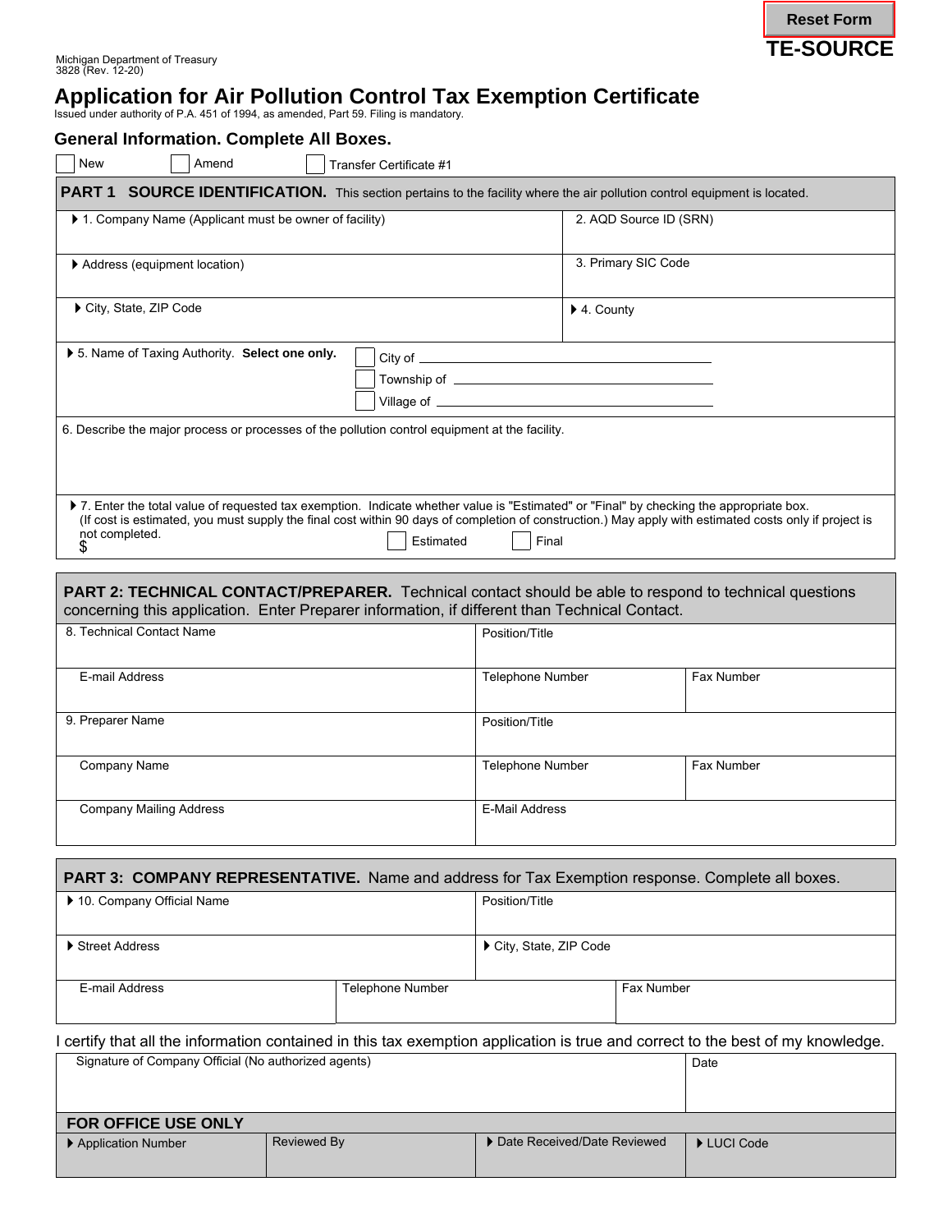Reset Form

**TE-SOURCE**

Michigan Department of Treasury
3828 (Rev. 12-20)

# Application for Air Pollution Control Tax Exemption Certificate

Issued under authority of P.A. 451 of 1994, as amended, Part 59. Filing is mandatory.

## General Information. Complete All Boxes.

☐ New ☐ Amend ☐ Transfer Certificate #1

**PART 1 SOURCE IDENTIFICATION.** This section pertains to the facility where the air pollution control equipment is located.

| | |
|---|---|
| ▸ 1. Company Name (Applicant must be owner of facility) | 2. AQD Source ID (SRN) |
| ▸ Address (equipment location) | 3. Primary SIC Code |
| ▸ City, State, ZIP Code | ▸ 4. County |

▸ 5. Name of Taxing Authority. **Select one only.**
☐ City of ____________________
☐ Township of ____________________
☐ Village of ____________________

6. Describe the major process or processes of the pollution control equipment at the facility.

▸ 7. Enter the total value of requested tax exemption. Indicate whether value is "Estimated" or "Final" by checking the appropriate box. (If cost is estimated, you must supply the final cost within 90 days of completion of construction.) May apply with estimated costs only if project is not completed.
$ ☐ Estimated ☐ Final

**PART 2: TECHNICAL CONTACT/PREPARER.** Technical contact should be able to respond to technical questions concerning this application. Enter Preparer information, if different than Technical Contact.

| | | |
|---|---|---|
| 8. Technical Contact Name | Position/Title | |
| E-mail Address | Telephone Number | Fax Number |
| 9. Preparer Name | Position/Title | |
| Company Name | Telephone Number | Fax Number |
| Company Mailing Address | E-Mail Address | |

**PART 3: COMPANY REPRESENTATIVE.** Name and address for Tax Exemption response. Complete all boxes.

| | | |
|---|---|---|
| ▸ 10. Company Official Name | Position/Title | |
| ▸ Street Address | ▸ City, State, ZIP Code | |
| E-mail Address | Telephone Number | Fax Number |

I certify that all the information contained in this tax exemption application is true and correct to the best of my knowledge.

| | |
|---|---|
| Signature of Company Official (No authorized agents) | Date |

**FOR OFFICE USE ONLY**

| ▸ Application Number | Reviewed By | ▸ Date Received/Date Reviewed | ▸ LUCI Code |
|---|---|---|---|
| | | | |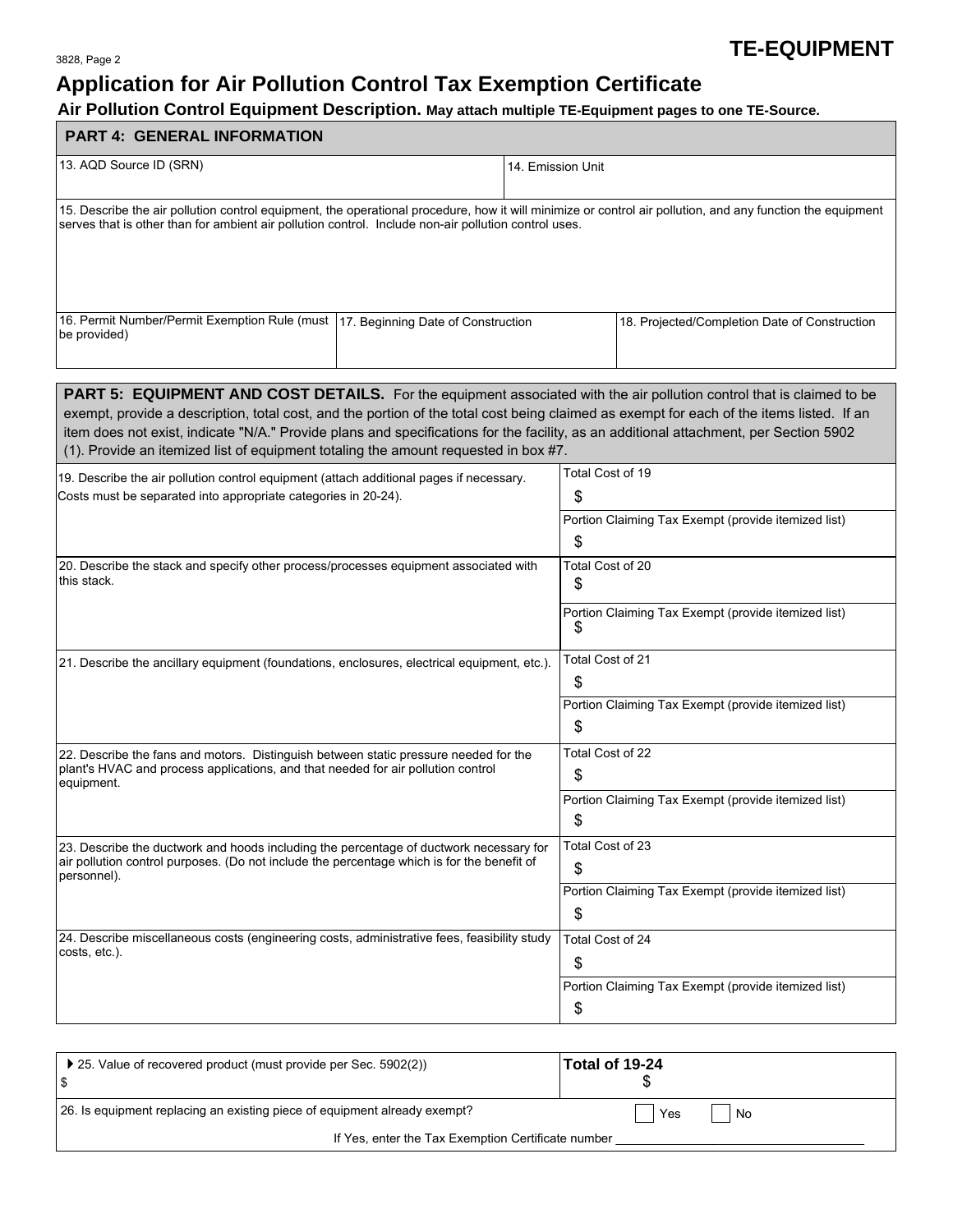3828, Page 2

**TE-EQUIPMENT**

# Application for Air Pollution Control Tax Exemption Certificate

**Air Pollution Control Equipment Description. May attach multiple TE-Equipment pages to one TE-Source.**

## PART 4: GENERAL INFORMATION

| 13. AQD Source ID (SRN) | 14. Emission Unit |
|---|---|
| | |

| 15. Describe the air pollution control equipment, the operational procedure, how it will minimize or control air pollution, and any function the equipment serves that is other than for ambient air pollution control. Include non-air pollution control uses. |
|---|
| |

| 16. Permit Number/Permit Exemption Rule (must be provided) | 17. Beginning Date of Construction | 18. Projected/Completion Date of Construction |
|---|---|---|
| | | |

## PART 5: EQUIPMENT AND COST DETAILS.

For the equipment associated with the air pollution control that is claimed to be exempt, provide a description, total cost, and the portion of the total cost being claimed as exempt for each of the items listed. If an item does not exist, indicate "N/A." Provide plans and specifications for the facility, as an additional attachment, per Section 5902 (1). Provide an itemized list of equipment totaling the amount requested in box #7.

| Description | Cost |
|---|---|
| 19. Describe the air pollution control equipment (attach additional pages if necessary. Costs must be separated into appropriate categories in 20-24). | Total Cost of 19<br>$ |
| | Portion Claiming Tax Exempt (provide itemized list)<br>$ |
| 20. Describe the stack and specify other process/processes equipment associated with this stack. | Total Cost of 20<br>$ |
| | Portion Claiming Tax Exempt (provide itemized list)<br>$ |
| 21. Describe the ancillary equipment (foundations, enclosures, electrical equipment, etc.). | Total Cost of 21<br>$ |
| | Portion Claiming Tax Exempt (provide itemized list)<br>$ |
| 22. Describe the fans and motors. Distinguish between static pressure needed for the plant's HVAC and process applications, and that needed for air pollution control equipment. | Total Cost of 22<br>$ |
| | Portion Claiming Tax Exempt (provide itemized list)<br>$ |
| 23. Describe the ductwork and hoods including the percentage of ductwork necessary for air pollution control purposes. (Do not include the percentage which is for the benefit of personnel). | Total Cost of 23<br>$ |
| | Portion Claiming Tax Exempt (provide itemized list)<br>$ |
| 24. Describe miscellaneous costs (engineering costs, administrative fees, feasibility study costs, etc.). | Total Cost of 24<br>$ |
| | Portion Claiming Tax Exempt (provide itemized list)<br>$ |

| ▶ 25. Value of recovered product (must provide per Sec. 5902(2))<br>$ | **Total of 19-24**<br>$ |
|---|---|
| 26. Is equipment replacing an existing piece of equipment already exempt? | ☐ Yes ☐ No |

If Yes, enter the Tax Exemption Certificate number ______________________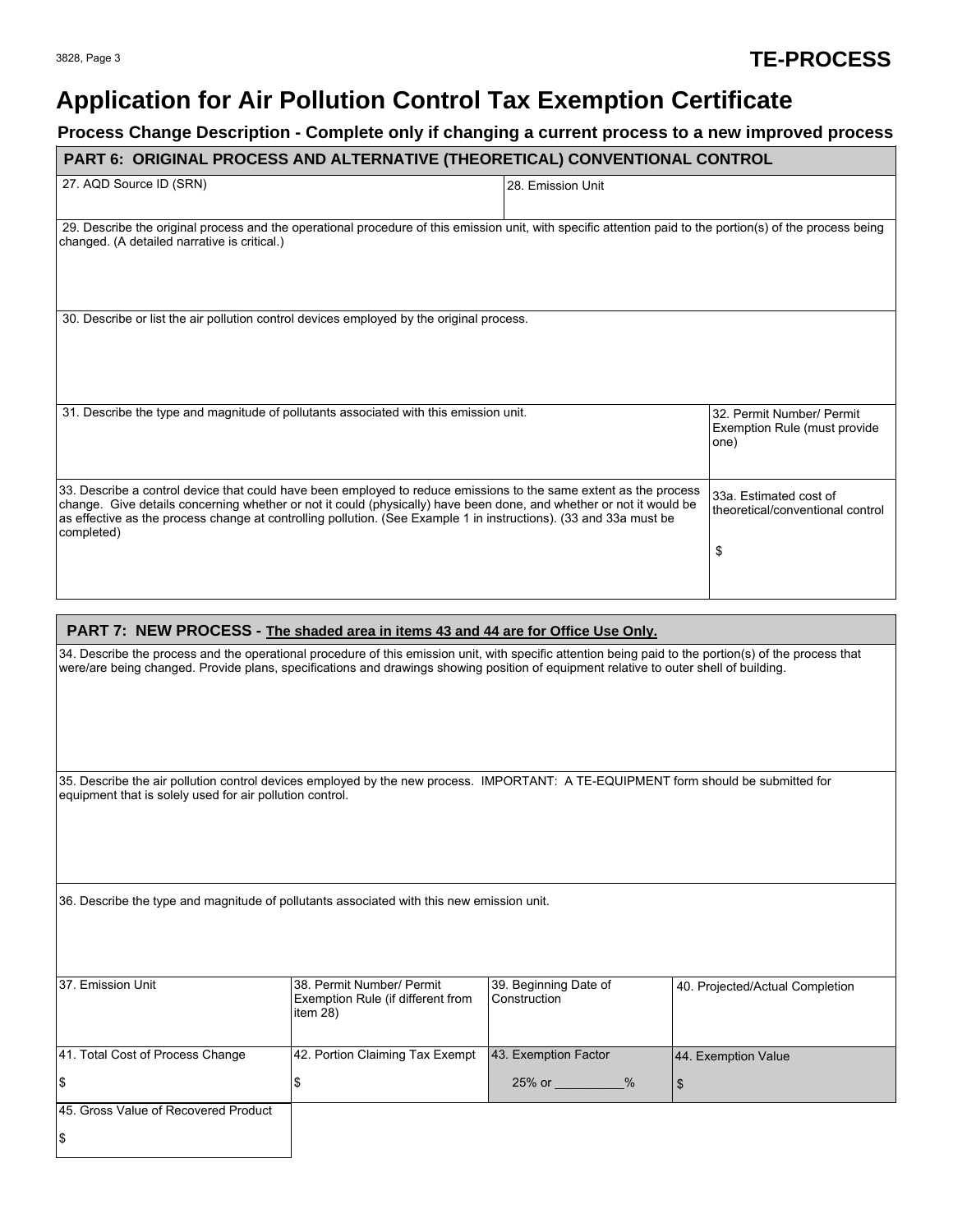**TE-PROCESS**

# Application for Air Pollution Control Tax Exemption Certificate

### Process Change Description - Complete only if changing a current process to a new improved process

## PART 6: ORIGINAL PROCESS AND ALTERNATIVE (THEORETICAL) CONVENTIONAL CONTROL

| 27. AQD Source ID (SRN) | 28. Emission Unit |
|---|---|
| | |

29. Describe the original process and the operational procedure of this emission unit, with specific attention paid to the portion(s) of the process being changed. (A detailed narrative is critical.)

30. Describe or list the air pollution control devices employed by the original process.

| 31. Describe the type and magnitude of pollutants associated with this emission unit. | 32. Permit Number/ Permit Exemption Rule (must provide one) |
|---|---|
| | |

| 33. Describe a control device that could have been employed to reduce emissions to the same extent as the process change. Give details concerning whether or not it could (physically) have been done, and whether or not it would be as effective as the process change at controlling pollution. (See Example 1 in instructions). (33 and 33a must be completed) | 33a. Estimated cost of theoretical/conventional control<br><br>$ |
|---|---|
| | |

## PART 7: NEW PROCESS - The shaded area in items 43 and 44 are for Office Use Only.

34. Describe the process and the operational procedure of this emission unit, with specific attention being paid to the portion(s) of the process that were/are being changed. Provide plans, specifications and drawings showing position of equipment relative to outer shell of building.

35. Describe the air pollution control devices employed by the new process. IMPORTANT: A TE-EQUIPMENT form should be submitted for equipment that is solely used for air pollution control.

36. Describe the type and magnitude of pollutants associated with this new emission unit.

| 37. Emission Unit | 38. Permit Number/ Permit Exemption Rule (if different from item 28) | 39. Beginning Date of Construction | 40. Projected/Actual Completion |
|---|---|---|---|
| | | | |
| 41. Total Cost of Process Change<br><br>$ | 42. Portion Claiming Tax Exempt<br><br>$ | 43. Exemption Factor<br><br>25% or __________% | 44. Exemption Value<br><br>$ |
| 45. Gross Value of Recovered Product<br><br>$ | | | |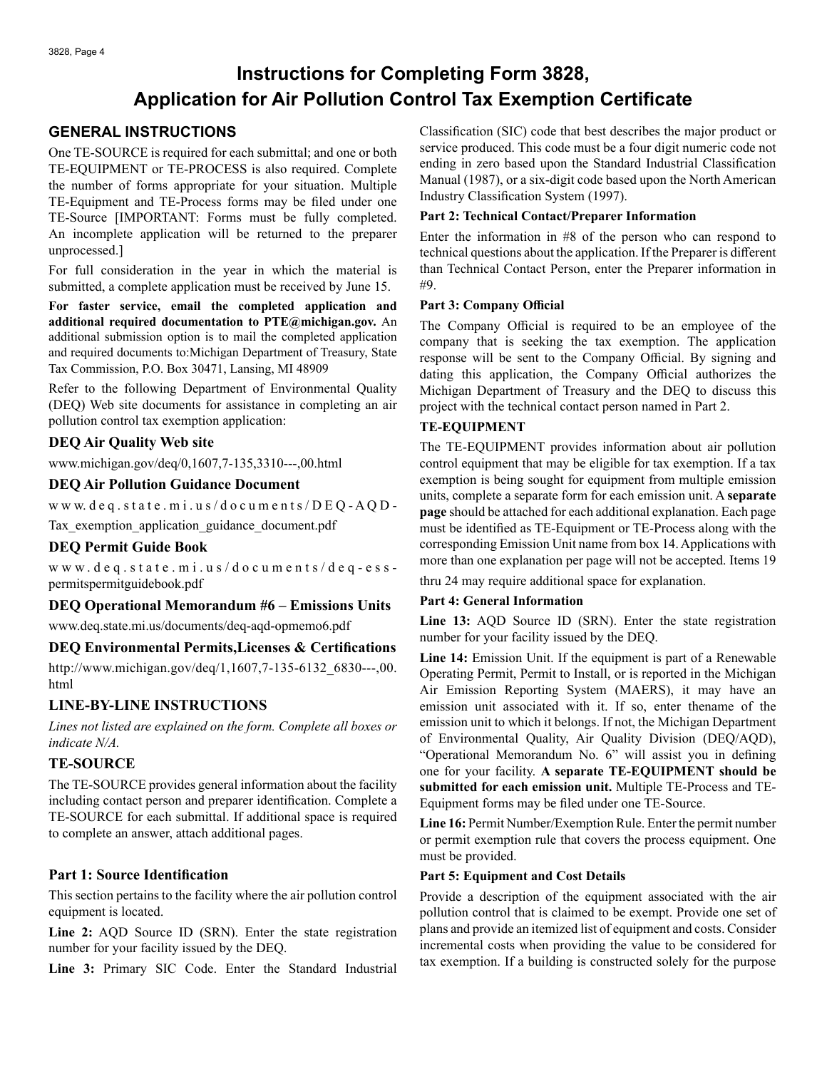# Instructions for Completing Form 3828, Application for Air Pollution Control Tax Exemption Certificate

## GENERAL INSTRUCTIONS

One TE-SOURCE is required for each submittal; and one or both TE-EQUIPMENT or TE-PROCESS is also required. Complete the number of forms appropriate for your situation. Multiple TE-Equipment and TE-Process forms may be filed under one TE-Source [IMPORTANT: Forms must be fully completed. An incomplete application will be returned to the preparer unprocessed.]

For full consideration in the year in which the material is submitted, a complete application must be received by June 15.

**For faster service, email the completed application and additional required documentation to PTE@michigan.gov.** An additional submission option is to mail the completed application and required documents to:Michigan Department of Treasury, State Tax Commission, P.O. Box 30471, Lansing, MI 48909

Refer to the following Department of Environmental Quality (DEQ) Web site documents for assistance in completing an air pollution control tax exemption application:

### DEQ Air Quality Web site

www.michigan.gov/deq/0,1607,7-135,3310---,00.html

### DEQ Air Pollution Guidance Document

www.deq.state.mi.us/documents/DEQ-AQD-Tax_exemption_application_guidance_document.pdf

### DEQ Permit Guide Book

www.deq.state.mi.us/documents/deq-ess-permitspermitguidebook.pdf

### DEQ Operational Memorandum #6 – Emissions Units

www.deq.state.mi.us/documents/deq-aqd-opmemo6.pdf

### DEQ Environmental Permits,Licenses & Certifications

http://www.michigan.gov/deq/1,1607,7-135-6132_6830---,00.html

## LINE-BY-LINE INSTRUCTIONS

*Lines not listed are explained on the form. Complete all boxes or indicate N/A.*

### TE-SOURCE

The TE-SOURCE provides general information about the facility including contact person and preparer identification. Complete a TE-SOURCE for each submittal. If additional space is required to complete an answer, attach additional pages.

**Part 1: Source Identification**

This section pertains to the facility where the air pollution control equipment is located.

**Line 2:** AQD Source ID (SRN). Enter the state registration number for your facility issued by the DEQ.

**Line 3:** Primary SIC Code. Enter the Standard Industrial Classification (SIC) code that best describes the major product or service produced. This code must be a four digit numeric code not ending in zero based upon the Standard Industrial Classification Manual (1987), or a six-digit code based upon the North American Industry Classification System (1997).

**Part 2: Technical Contact/Preparer Information**

Enter the information in #8 of the person who can respond to technical questions about the application. If the Preparer is different than Technical Contact Person, enter the Preparer information in #9.

**Part 3: Company Official**

The Company Official is required to be an employee of the company that is seeking the tax exemption. The application response will be sent to the Company Official. By signing and dating this application, the Company Official authorizes the Michigan Department of Treasury and the DEQ to discuss this project with the technical contact person named in Part 2.

### TE-EQUIPMENT

The TE-EQUIPMENT provides information about air pollution control equipment that may be eligible for tax exemption. If a tax exemption is being sought for equipment from multiple emission units, complete a separate form for each emission unit. A **separate page** should be attached for each additional explanation. Each page must be identified as TE-Equipment or TE-Process along with the corresponding Emission Unit name from box 14. Applications with more than one explanation per page will not be accepted. Items 19 thru 24 may require additional space for explanation.

**Part 4: General Information**

**Line 13:** AQD Source ID (SRN). Enter the state registration number for your facility issued by the DEQ.

**Line 14:** Emission Unit. If the equipment is part of a Renewable Operating Permit, Permit to Install, or is reported in the Michigan Air Emission Reporting System (MAERS), it may have an emission unit associated with it. If so, enter thename of the emission unit to which it belongs. If not, the Michigan Department of Environmental Quality, Air Quality Division (DEQ/AQD), "Operational Memorandum No. 6" will assist you in defining one for your facility. **A separate TE-EQUIPMENT should be submitted for each emission unit.** Multiple TE-Process and TE-Equipment forms may be filed under one TE-Source.

**Line 16:** Permit Number/Exemption Rule. Enter the permit number or permit exemption rule that covers the process equipment. One must be provided.

**Part 5: Equipment and Cost Details**

Provide a description of the equipment associated with the air pollution control that is claimed to be exempt. Provide one set of plans and provide an itemized list of equipment and costs. Consider incremental costs when providing the value to be considered for tax exemption. If a building is constructed solely for the purpose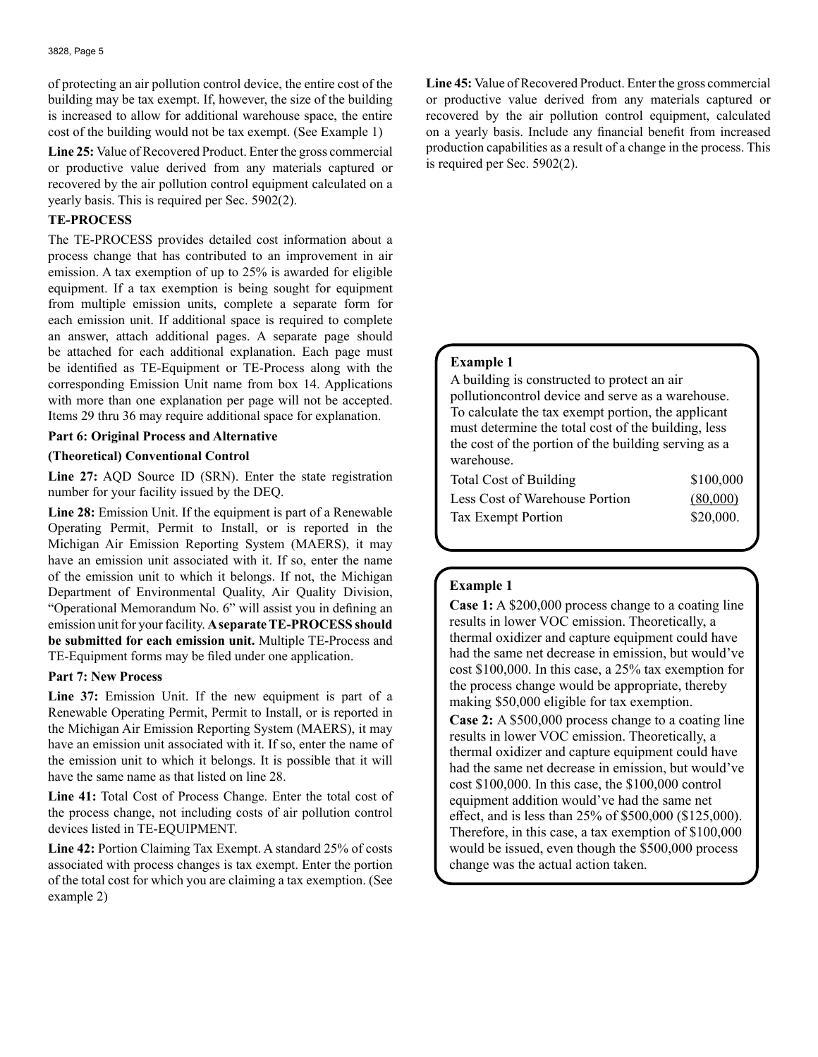of protecting an air pollution control device, the entire cost of the building may be tax exempt. If, however, the size of the building is increased to allow for additional warehouse space, the entire cost of the building would not be tax exempt. (See Example 1)

**Line 25:** Value of Recovered Product. Enter the gross commercial or productive value derived from any materials captured or recovered by the air pollution control equipment calculated on a yearly basis. This is required per Sec. 5902(2).

**TE-PROCESS**

The TE-PROCESS provides detailed cost information about a process change that has contributed to an improvement in air emission. A tax exemption of up to 25% is awarded for eligible equipment. If a tax exemption is being sought for equipment from multiple emission units, complete a separate form for each emission unit. If additional space is required to complete an answer, attach additional pages. A separate page should be attached for each additional explanation. Each page must be identified as TE-Equipment or TE-Process along with the corresponding Emission Unit name from box 14. Applications with more than one explanation per page will not be accepted. Items 29 thru 36 may require additional space for explanation.

**Part 6: Original Process and Alternative**

**(Theoretical) Conventional Control**

**Line 27:** AQD Source ID (SRN). Enter the state registration number for your facility issued by the DEQ.

**Line 28:** Emission Unit. If the equipment is part of a Renewable Operating Permit, Permit to Install, or is reported in the Michigan Air Emission Reporting System (MAERS), it may have an emission unit associated with it. If so, enter the name of the emission unit to which it belongs. If not, the Michigan Department of Environmental Quality, Air Quality Division, "Operational Memorandum No. 6" will assist you in defining an emission unit for your facility. **A separate TE-PROCESS should be submitted for each emission unit.** Multiple TE-Process and TE-Equipment forms may be filed under one application.

**Part 7: New Process**

**Line 37:** Emission Unit. If the new equipment is part of a Renewable Operating Permit, Permit to Install, or is reported in the Michigan Air Emission Reporting System (MAERS), it may have an emission unit associated with it. If so, enter the name of the emission unit to which it belongs. It is possible that it will have the same name as that listed on line 28.

**Line 41:** Total Cost of Process Change. Enter the total cost of the process change, not including costs of air pollution control devices listed in TE-EQUIPMENT.

**Line 42:** Portion Claiming Tax Exempt. A standard 25% of costs associated with process changes is tax exempt. Enter the portion of the total cost for which you are claiming a tax exemption. (See example 2)

**Line 45:** Value of Recovered Product. Enter the gross commercial or productive value derived from any materials captured or recovered by the air pollution control equipment, calculated on a yearly basis. Include any financial benefit from increased production capabilities as a result of a change in the process. This is required per Sec. 5902(2).

**Example 1**

A building is constructed to protect an air pollutioncontrol device and serve as a warehouse. To calculate the tax exempt portion, the applicant must determine the total cost of the building, less the cost of the portion of the building serving as a warehouse.

| | |
|---|---|
| Total Cost of Building | \$100,000 |
| Less Cost of Warehouse Portion | (80,000) |
| Tax Exempt Portion | \$20,000. |

**Example 1**

**Case 1:** A \$200,000 process change to a coating line results in lower VOC emission. Theoretically, a thermal oxidizer and capture equipment could have had the same net decrease in emission, but would've cost \$100,000. In this case, a 25% tax exemption for the process change would be appropriate, thereby making \$50,000 eligible for tax exemption.

**Case 2:** A \$500,000 process change to a coating line results in lower VOC emission. Theoretically, a thermal oxidizer and capture equipment could have had the same net decrease in emission, but would've cost \$100,000. In this case, the \$100,000 control equipment addition would've had the same net effect, and is less than 25% of \$500,000 (\$125,000). Therefore, in this case, a tax exemption of \$100,000 would be issued, even though the \$500,000 process change was the actual action taken.